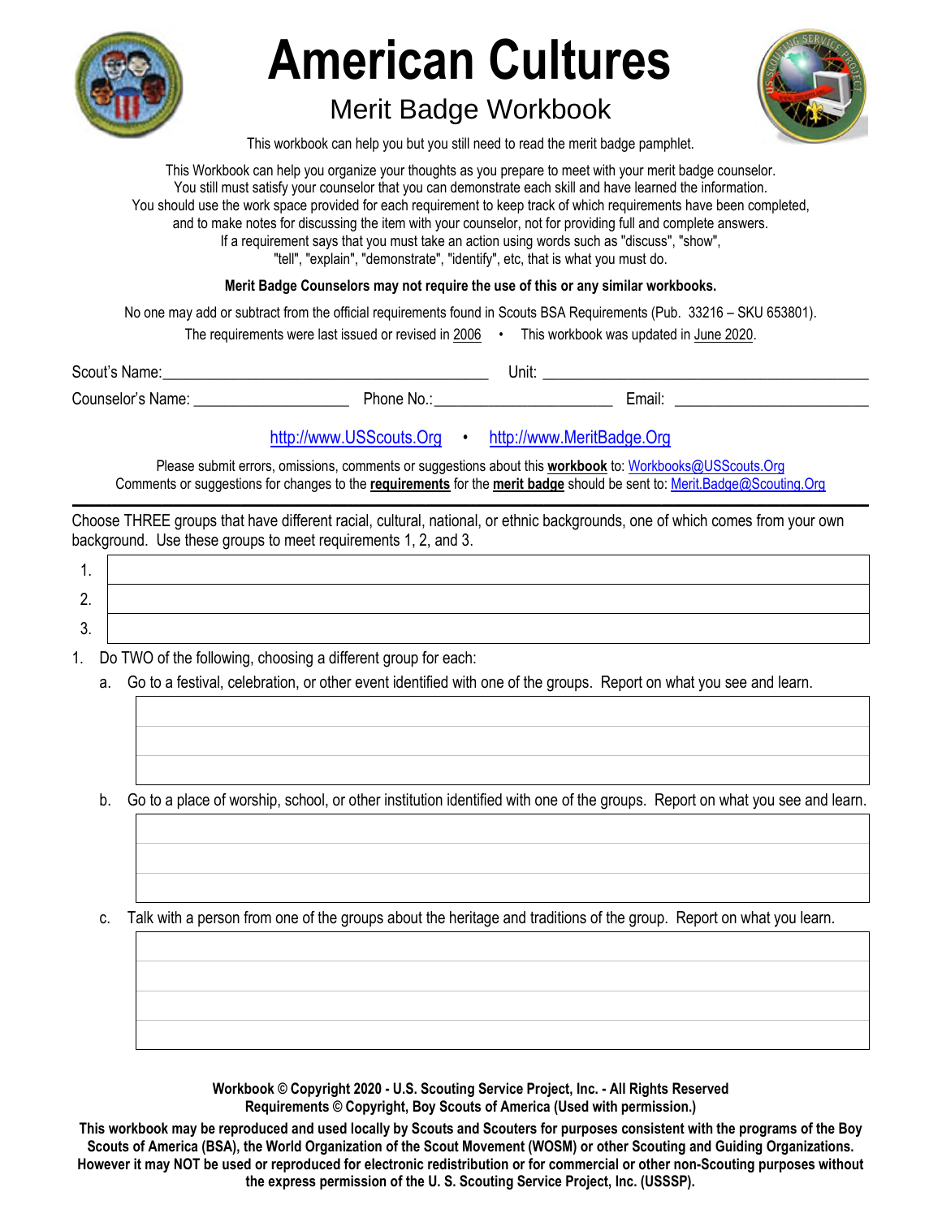# American Cultures

## Merit Badge Workbook

This workbook can help you but you still need to read the merit badge pamphlet.

This Workbook can help you organize your thoughts as you prepare to meet with your merit badge counselor.
You still must satisfy your counselor that you can demonstrate each skill and have learned the information.
You should use the work space provided for each requirement to keep track of which requirements have been completed,
and to make notes for discussing the item with your counselor, not for providing full and complete answers.
If a requirement says that you must take an action using words such as "discuss", "show",
"tell", "explain", "demonstrate", "identify", etc, that is what you must do.

**Merit Badge Counselors may not require the use of this or any similar workbooks.**

No one may add or subtract from the official requirements found in Scouts BSA Requirements (Pub. 33216 – SKU 653801).

The requirements were last issued or revised in 2006 • This workbook was updated in June 2020.

Scout's Name:________________________________________ Unit: __________________________________________

Counselor's Name: ___________________ Phone No.:______________________ Email: ________________________

http://www.USScouts.Org • http://www.MeritBadge.Org

Please submit errors, omissions, comments or suggestions about this **workbook** to: Workbooks@USScouts.Org
Comments or suggestions for changes to the **requirements** for the **merit badge** should be sent to: Merit.Badge@Scouting.Org

---

Choose THREE groups that have different racial, cultural, national, or ethnic backgrounds, one of which comes from your own background. Use these groups to meet requirements 1, 2, and 3.

| | |
|---|---|
| 1. | |
| 2. | |
| 3. | |

1. Do TWO of the following, choosing a different group for each:
   a. Go to a festival, celebration, or other event identified with one of the groups. Report on what you see and learn.

   b. Go to a place of worship, school, or other institution identified with one of the groups. Report on what you see and learn.

   c. Talk with a person from one of the groups about the heritage and traditions of the group. Report on what you learn.

**Workbook © Copyright 2020 - U.S. Scouting Service Project, Inc. - All Rights Reserved**
**Requirements © Copyright, Boy Scouts of America (Used with permission.)**

**This workbook may be reproduced and used locally by Scouts and Scouters for purposes consistent with the programs of the Boy Scouts of America (BSA), the World Organization of the Scout Movement (WOSM) or other Scouting and Guiding Organizations. However it may NOT be used or reproduced for electronic redistribution or for commercial or other non-Scouting purposes without the express permission of the U. S. Scouting Service Project, Inc. (USSSP).**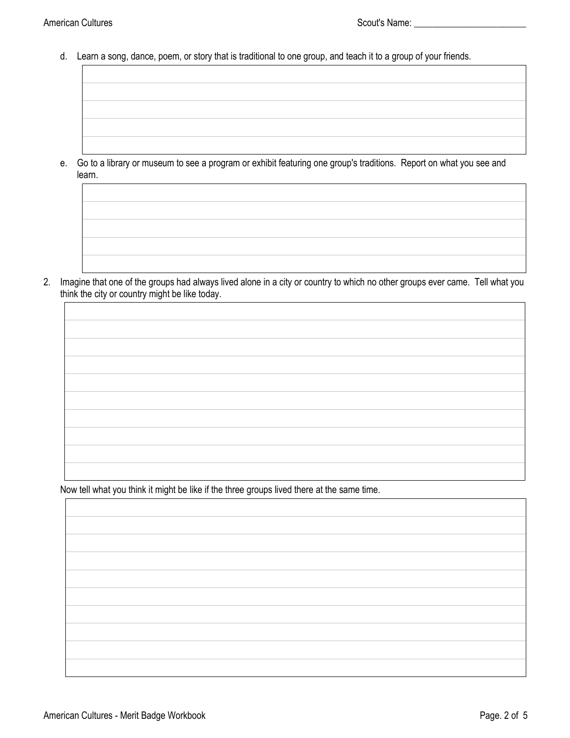d. Learn a song, dance, poem, or story that is traditional to one group, and teach it to a group of your friends.

e. Go to a library or museum to see a program or exhibit featuring one group's traditions. Report on what you see and learn.

2. Imagine that one of the groups had always lived alone in a city or country to which no other groups ever came. Tell what you think the city or country might be like today.

Now tell what you think it might be like if the three groups lived there at the same time.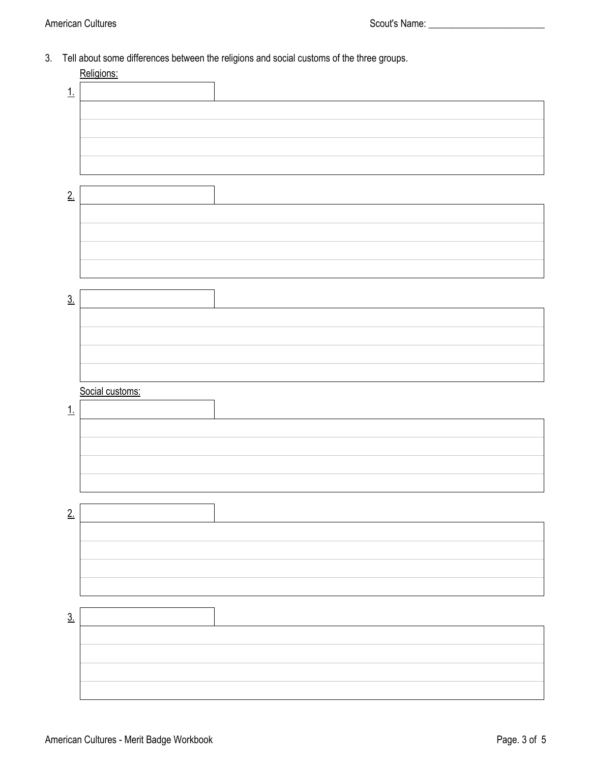3. Tell about some differences between the religions and social customs of the three groups.

Religions:

1. 

2. 

3. 

Social customs:

1. 

2. 

3.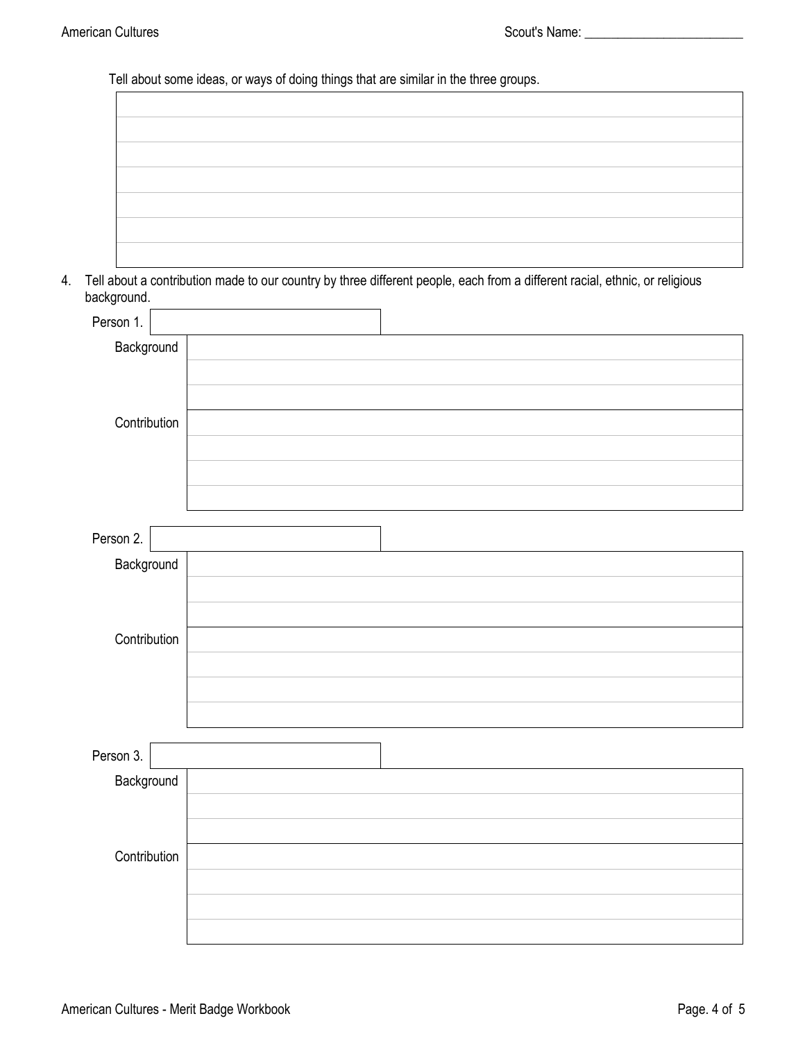Tell about some ideas, or ways of doing things that are similar in the three groups.

|  |
|---|
|  |
|  |
|  |
|  |
|  |
|  |
|  |

4. Tell about a contribution made to our country by three different people, each from a different racial, ethnic, or religious background.

| Person 1. |  |
|---|---|
| Background |  |
|  |  |
|  |  |
| Contribution |  |
|  |  |
|  |  |
|  |  |

| Person 2. |  |
|---|---|
| Background |  |
|  |  |
|  |  |
| Contribution |  |
|  |  |
|  |  |
|  |  |

| Person 3. |  |
|---|---|
| Background |  |
|  |  |
|  |  |
| Contribution |  |
|  |  |
|  |  |
|  |  |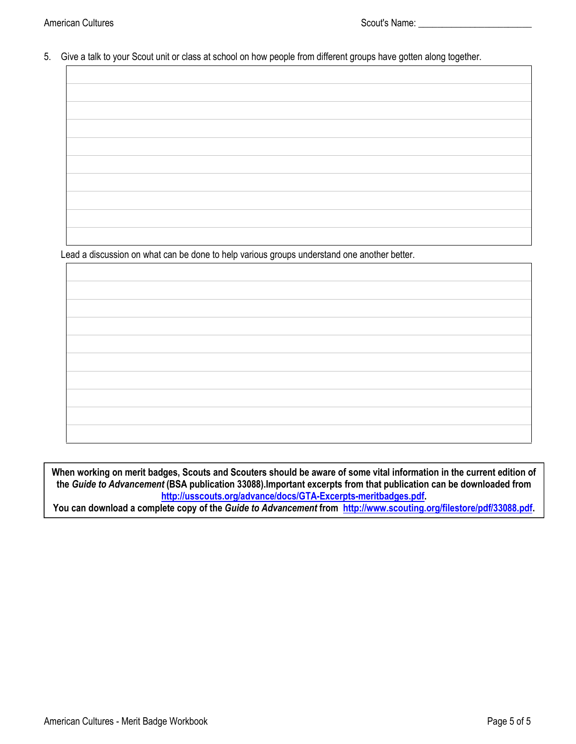5. Give a talk to your Scout unit or class at school on how people from different groups have gotten along together.

   Lead a discussion on what can be done to help various groups understand one another better.

**When working on merit badges, Scouts and Scouters should be aware of some vital information in the current edition of the *Guide to Advancement* (BSA publication 33088).Important excerpts from that publication can be downloaded from [http://usscouts.org/advance/docs/GTA-Excerpts-meritbadges.pdf](http://usscouts.org/advance/docs/GTA-Excerpts-meritbadges.pdf).**
**You can download a complete copy of the *Guide to Advancement* from [http://www.scouting.org/filestore/pdf/33088.pdf](http://www.scouting.org/filestore/pdf/33088.pdf).**